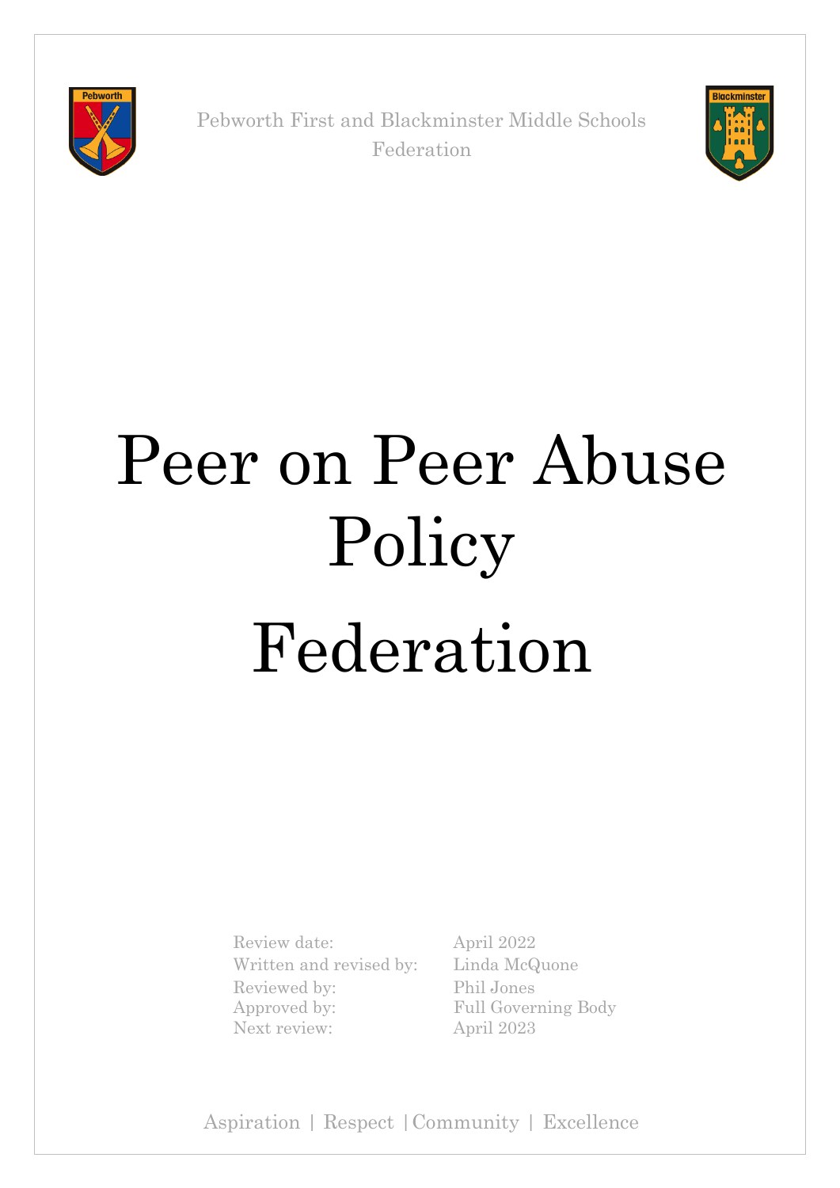Pebworth First and Blackminster Middle Schools Federation

# Peer on Peer Abuse Policy

# Federation

| | |
|---|---|
| Review date: | April 2022 |
| Written and revised by: | Linda McQuone |
| Reviewed by: | Phil Jones |
| Approved by: | Full Governing Body |
| Next review: | April 2023 |

Aspiration | Respect | Community | Excellence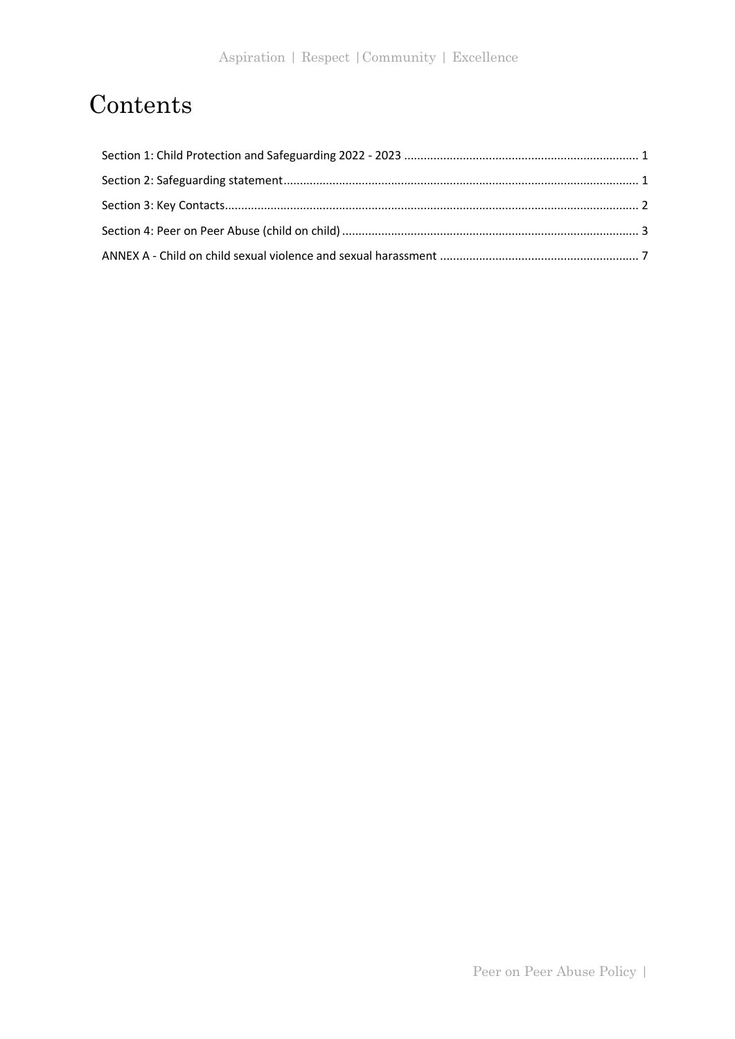# Contents

Section 1: Child Protection and Safeguarding 2022 - 2023 ........................................................................ 1

Section 2: Safeguarding statement ........................................................................................................... 1

Section 3: Key Contacts .............................................................................................................................. 2

Section 4: Peer on Peer Abuse (child on child) .......................................................................................... 3

ANNEX A - Child on child sexual violence and sexual harassment ............................................................ 7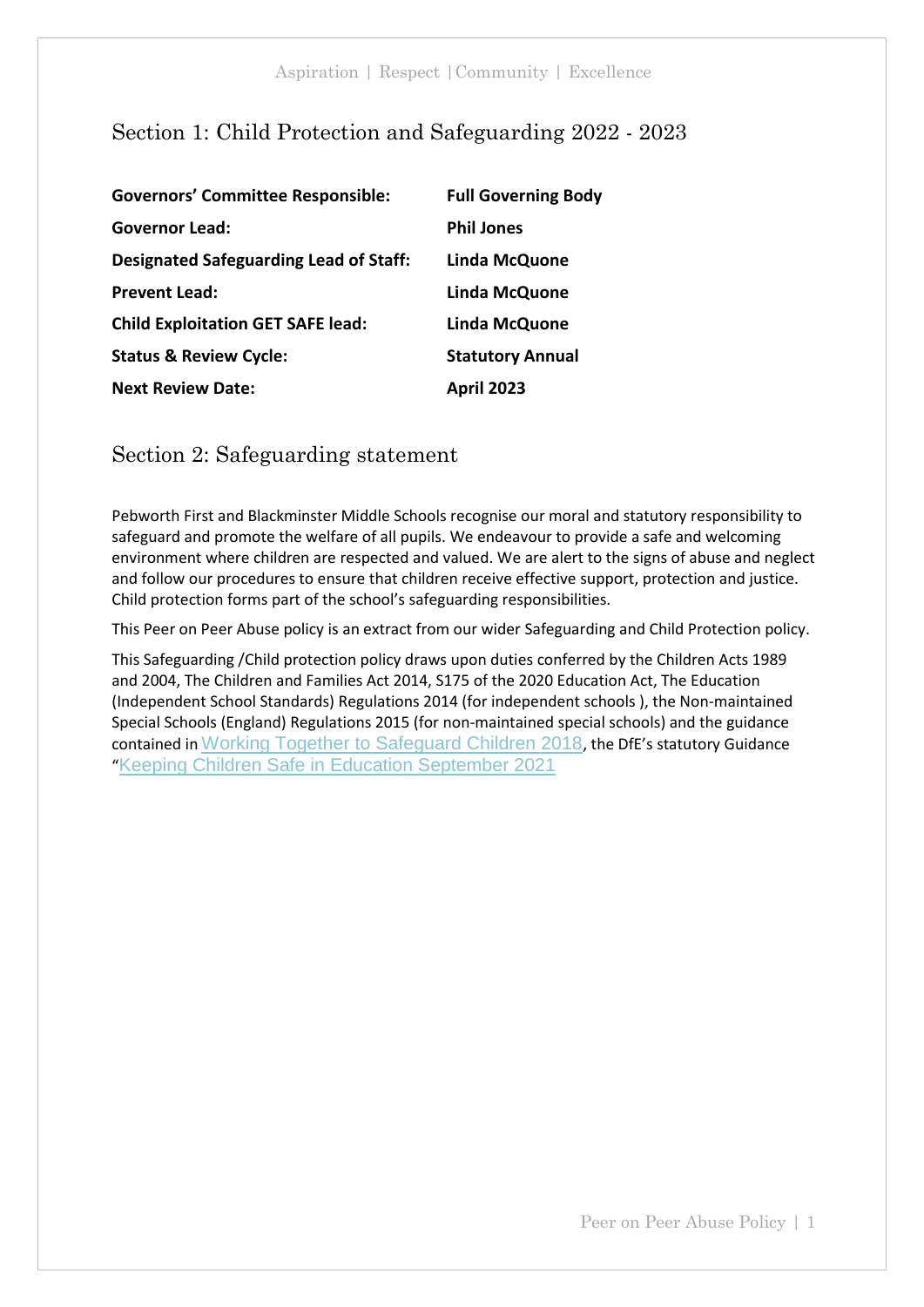## Section 1: Child Protection and Safeguarding 2022 - 2023

| | |
|---|---|
| **Governors' Committee Responsible:** | **Full Governing Body** |
| **Governor Lead:** | **Phil Jones** |
| **Designated Safeguarding Lead of Staff:** | **Linda McQuone** |
| **Prevent Lead:** | **Linda McQuone** |
| **Child Exploitation GET SAFE lead:** | **Linda McQuone** |
| **Status & Review Cycle:** | **Statutory Annual** |
| **Next Review Date:** | **April 2023** |

## Section 2: Safeguarding statement

Pebworth First and Blackminster Middle Schools recognise our moral and statutory responsibility to safeguard and promote the welfare of all pupils. We endeavour to provide a safe and welcoming environment where children are respected and valued. We are alert to the signs of abuse and neglect and follow our procedures to ensure that children receive effective support, protection and justice. Child protection forms part of the school's safeguarding responsibilities.

This Peer on Peer Abuse policy is an extract from our wider Safeguarding and Child Protection policy.

This Safeguarding /Child protection policy draws upon duties conferred by the Children Acts 1989 and 2004, The Children and Families Act 2014, S175 of the 2020 Education Act, The Education (Independent School Standards) Regulations 2014 (for independent schools ), the Non-maintained Special Schools (England) Regulations 2015 (for non-maintained special schools) and the guidance contained in Working Together to Safeguard Children 2018, the DfE's statutory Guidance "Keeping Children Safe in Education September 2021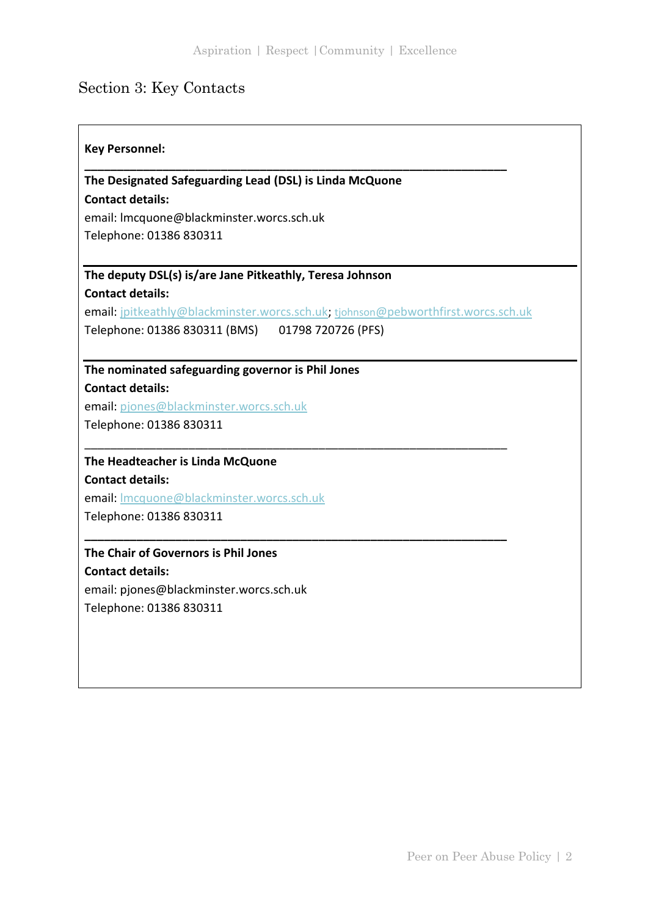## Section 3: Key Contacts

**Key Personnel:**

---

**The Designated Safeguarding Lead (DSL) is Linda McQuone**

**Contact details:**

email: lmcquone@blackminster.worcs.sch.uk

Telephone: 01386 830311

---

**The deputy DSL(s) is/are Jane Pitkeathly, Teresa Johnson**

**Contact details:**

email: jpitkeathly@blackminster.worcs.sch.uk; tjohnson@pebworthfirst.worcs.sch.uk

Telephone: 01386 830311 (BMS) 01798 720726 (PFS)

---

**The nominated safeguarding governor is Phil Jones**

**Contact details:**

email: pjones@blackminster.worcs.sch.uk

Telephone: 01386 830311

---

**The Headteacher is Linda McQuone**

**Contact details:**

email: lmcquone@blackminster.worcs.sch.uk

Telephone: 01386 830311

---

**The Chair of Governors is Phil Jones**

**Contact details:**

email: pjones@blackminster.worcs.sch.uk

Telephone: 01386 830311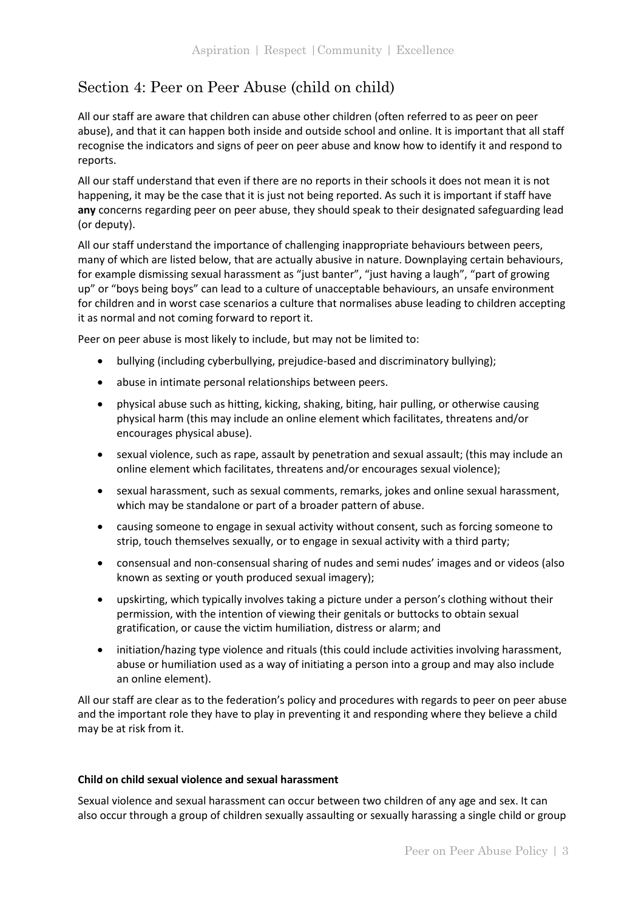## Section 4: Peer on Peer Abuse (child on child)

All our staff are aware that children can abuse other children (often referred to as peer on peer abuse), and that it can happen both inside and outside school and online. It is important that all staff recognise the indicators and signs of peer on peer abuse and know how to identify it and respond to reports.

All our staff understand that even if there are no reports in their schools it does not mean it is not happening, it may be the case that it is just not being reported. As such it is important if staff have **any** concerns regarding peer on peer abuse, they should speak to their designated safeguarding lead (or deputy).

All our staff understand the importance of challenging inappropriate behaviours between peers, many of which are listed below, that are actually abusive in nature. Downplaying certain behaviours, for example dismissing sexual harassment as "just banter", "just having a laugh", "part of growing up" or "boys being boys" can lead to a culture of unacceptable behaviours, an unsafe environment for children and in worst case scenarios a culture that normalises abuse leading to children accepting it as normal and not coming forward to report it.

Peer on peer abuse is most likely to include, but may not be limited to:

- bullying (including cyberbullying, prejudice-based and discriminatory bullying);
- abuse in intimate personal relationships between peers.
- physical abuse such as hitting, kicking, shaking, biting, hair pulling, or otherwise causing physical harm (this may include an online element which facilitates, threatens and/or encourages physical abuse).
- sexual violence, such as rape, assault by penetration and sexual assault; (this may include an online element which facilitates, threatens and/or encourages sexual violence);
- sexual harassment, such as sexual comments, remarks, jokes and online sexual harassment, which may be standalone or part of a broader pattern of abuse.
- causing someone to engage in sexual activity without consent, such as forcing someone to strip, touch themselves sexually, or to engage in sexual activity with a third party;
- consensual and non-consensual sharing of nudes and semi nudes' images and or videos (also known as sexting or youth produced sexual imagery);
- upskirting, which typically involves taking a picture under a person's clothing without their permission, with the intention of viewing their genitals or buttocks to obtain sexual gratification, or cause the victim humiliation, distress or alarm; and
- initiation/hazing type violence and rituals (this could include activities involving harassment, abuse or humiliation used as a way of initiating a person into a group and may also include an online element).

All our staff are clear as to the federation's policy and procedures with regards to peer on peer abuse and the important role they have to play in preventing it and responding where they believe a child may be at risk from it.

**Child on child sexual violence and sexual harassment**

Sexual violence and sexual harassment can occur between two children of any age and sex. It can also occur through a group of children sexually assaulting or sexually harassing a single child or group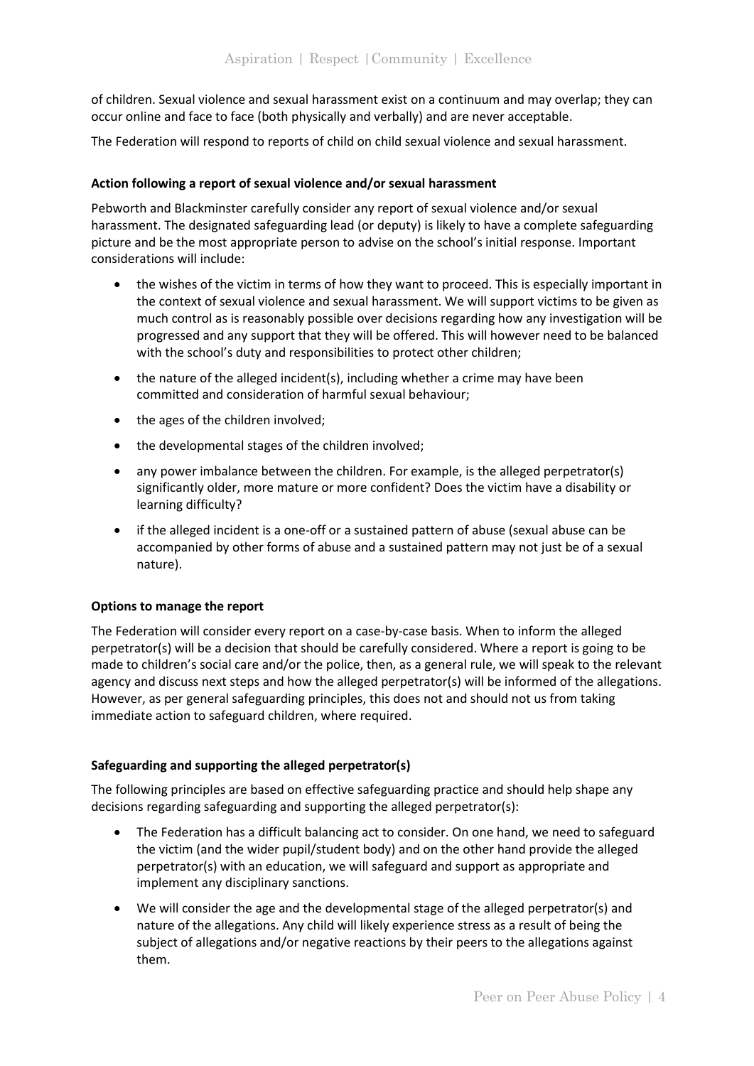of children. Sexual violence and sexual harassment exist on a continuum and may overlap; they can occur online and face to face (both physically and verbally) and are never acceptable.

The Federation will respond to reports of child on child sexual violence and sexual harassment.

**Action following a report of sexual violence and/or sexual harassment**

Pebworth and Blackminster carefully consider any report of sexual violence and/or sexual harassment. The designated safeguarding lead (or deputy) is likely to have a complete safeguarding picture and be the most appropriate person to advise on the school's initial response. Important considerations will include:

- the wishes of the victim in terms of how they want to proceed. This is especially important in the context of sexual violence and sexual harassment. We will support victims to be given as much control as is reasonably possible over decisions regarding how any investigation will be progressed and any support that they will be offered. This will however need to be balanced with the school's duty and responsibilities to protect other children;
- the nature of the alleged incident(s), including whether a crime may have been committed and consideration of harmful sexual behaviour;
- the ages of the children involved;
- the developmental stages of the children involved;
- any power imbalance between the children. For example, is the alleged perpetrator(s) significantly older, more mature or more confident? Does the victim have a disability or learning difficulty?
- if the alleged incident is a one-off or a sustained pattern of abuse (sexual abuse can be accompanied by other forms of abuse and a sustained pattern may not just be of a sexual nature).

**Options to manage the report**

The Federation will consider every report on a case-by-case basis. When to inform the alleged perpetrator(s) will be a decision that should be carefully considered. Where a report is going to be made to children's social care and/or the police, then, as a general rule, we will speak to the relevant agency and discuss next steps and how the alleged perpetrator(s) will be informed of the allegations. However, as per general safeguarding principles, this does not and should not us from taking immediate action to safeguard children, where required.

**Safeguarding and supporting the alleged perpetrator(s)**

The following principles are based on effective safeguarding practice and should help shape any decisions regarding safeguarding and supporting the alleged perpetrator(s):

- The Federation has a difficult balancing act to consider. On one hand, we need to safeguard the victim (and the wider pupil/student body) and on the other hand provide the alleged perpetrator(s) with an education, we will safeguard and support as appropriate and implement any disciplinary sanctions.
- We will consider the age and the developmental stage of the alleged perpetrator(s) and nature of the allegations. Any child will likely experience stress as a result of being the subject of allegations and/or negative reactions by their peers to the allegations against them.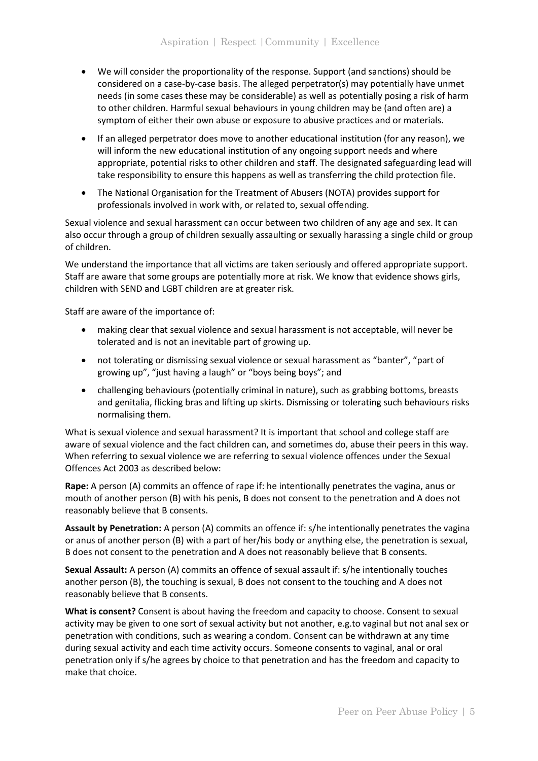- We will consider the proportionality of the response. Support (and sanctions) should be considered on a case-by-case basis. The alleged perpetrator(s) may potentially have unmet needs (in some cases these may be considerable) as well as potentially posing a risk of harm to other children. Harmful sexual behaviours in young children may be (and often are) a symptom of either their own abuse or exposure to abusive practices and or materials.
- If an alleged perpetrator does move to another educational institution (for any reason), we will inform the new educational institution of any ongoing support needs and where appropriate, potential risks to other children and staff. The designated safeguarding lead will take responsibility to ensure this happens as well as transferring the child protection file.
- The National Organisation for the Treatment of Abusers (NOTA) provides support for professionals involved in work with, or related to, sexual offending.

Sexual violence and sexual harassment can occur between two children of any age and sex. It can also occur through a group of children sexually assaulting or sexually harassing a single child or group of children.

We understand the importance that all victims are taken seriously and offered appropriate support. Staff are aware that some groups are potentially more at risk. We know that evidence shows girls, children with SEND and LGBT children are at greater risk.

Staff are aware of the importance of:

- making clear that sexual violence and sexual harassment is not acceptable, will never be tolerated and is not an inevitable part of growing up.
- not tolerating or dismissing sexual violence or sexual harassment as "banter", "part of growing up", "just having a laugh" or "boys being boys"; and
- challenging behaviours (potentially criminal in nature), such as grabbing bottoms, breasts and genitalia, flicking bras and lifting up skirts. Dismissing or tolerating such behaviours risks normalising them.

What is sexual violence and sexual harassment? It is important that school and college staff are aware of sexual violence and the fact children can, and sometimes do, abuse their peers in this way. When referring to sexual violence we are referring to sexual violence offences under the Sexual Offences Act 2003 as described below:

**Rape:** A person (A) commits an offence of rape if: he intentionally penetrates the vagina, anus or mouth of another person (B) with his penis, B does not consent to the penetration and A does not reasonably believe that B consents.

**Assault by Penetration:** A person (A) commits an offence if: s/he intentionally penetrates the vagina or anus of another person (B) with a part of her/his body or anything else, the penetration is sexual, B does not consent to the penetration and A does not reasonably believe that B consents.

**Sexual Assault:** A person (A) commits an offence of sexual assault if: s/he intentionally touches another person (B), the touching is sexual, B does not consent to the touching and A does not reasonably believe that B consents.

**What is consent?** Consent is about having the freedom and capacity to choose. Consent to sexual activity may be given to one sort of sexual activity but not another, e.g.to vaginal but not anal sex or penetration with conditions, such as wearing a condom. Consent can be withdrawn at any time during sexual activity and each time activity occurs. Someone consents to vaginal, anal or oral penetration only if s/he agrees by choice to that penetration and has the freedom and capacity to make that choice.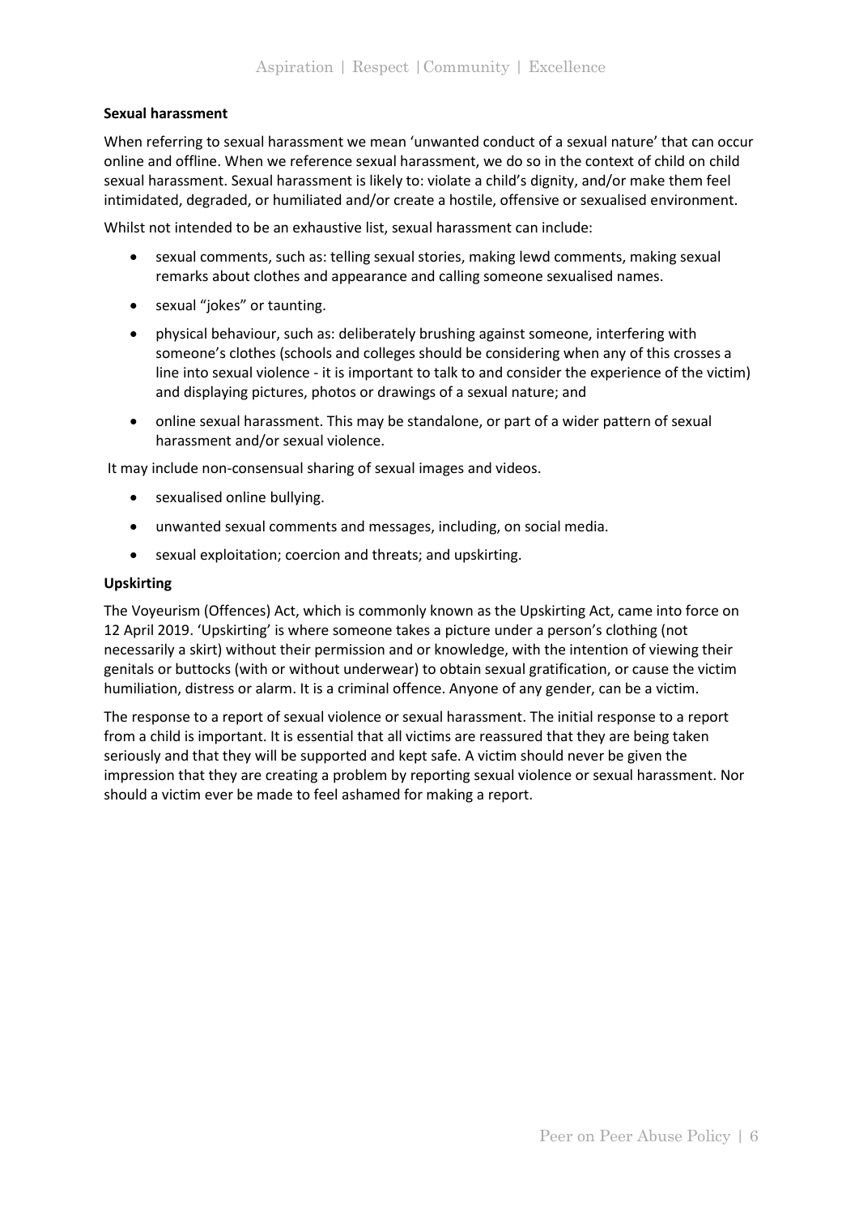**Sexual harassment**

When referring to sexual harassment we mean 'unwanted conduct of a sexual nature' that can occur online and offline. When we reference sexual harassment, we do so in the context of child on child sexual harassment. Sexual harassment is likely to: violate a child's dignity, and/or make them feel intimidated, degraded, or humiliated and/or create a hostile, offensive or sexualised environment.

Whilst not intended to be an exhaustive list, sexual harassment can include:

- sexual comments, such as: telling sexual stories, making lewd comments, making sexual remarks about clothes and appearance and calling someone sexualised names.
- sexual "jokes" or taunting.
- physical behaviour, such as: deliberately brushing against someone, interfering with someone's clothes (schools and colleges should be considering when any of this crosses a line into sexual violence - it is important to talk to and consider the experience of the victim) and displaying pictures, photos or drawings of a sexual nature; and
- online sexual harassment. This may be standalone, or part of a wider pattern of sexual harassment and/or sexual violence.

It may include non-consensual sharing of sexual images and videos.

- sexualised online bullying.
- unwanted sexual comments and messages, including, on social media.
- sexual exploitation; coercion and threats; and upskirting.

**Upskirting**

The Voyeurism (Offences) Act, which is commonly known as the Upskirting Act, came into force on 12 April 2019. 'Upskirting' is where someone takes a picture under a person's clothing (not necessarily a skirt) without their permission and or knowledge, with the intention of viewing their genitals or buttocks (with or without underwear) to obtain sexual gratification, or cause the victim humiliation, distress or alarm. It is a criminal offence. Anyone of any gender, can be a victim.

The response to a report of sexual violence or sexual harassment. The initial response to a report from a child is important. It is essential that all victims are reassured that they are being taken seriously and that they will be supported and kept safe. A victim should never be given the impression that they are creating a problem by reporting sexual violence or sexual harassment. Nor should a victim ever be made to feel ashamed for making a report.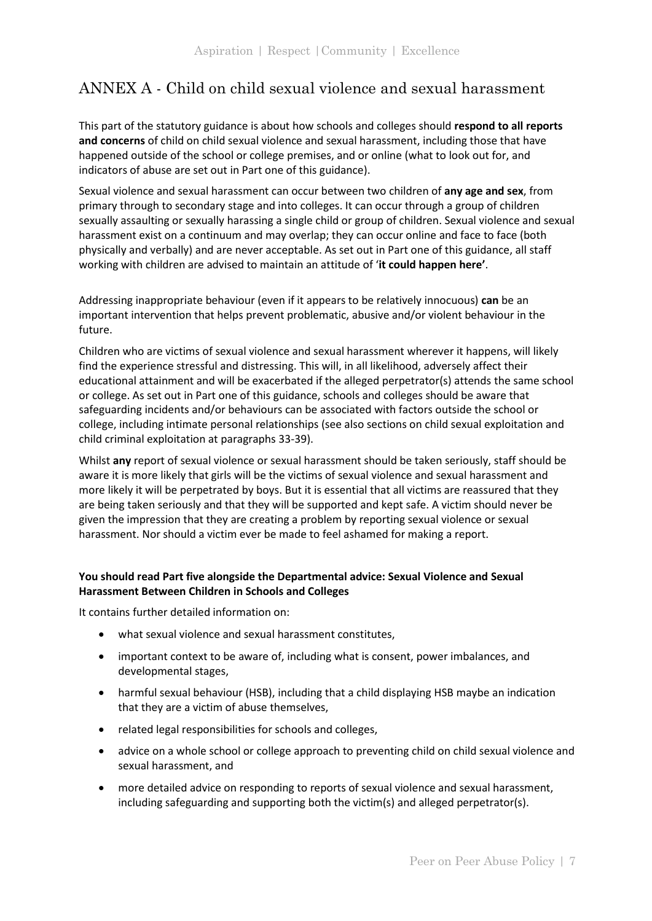## ANNEX A - Child on child sexual violence and sexual harassment

This part of the statutory guidance is about how schools and colleges should **respond to all reports and concerns** of child on child sexual violence and sexual harassment, including those that have happened outside of the school or college premises, and or online (what to look out for, and indicators of abuse are set out in Part one of this guidance).

Sexual violence and sexual harassment can occur between two children of **any age and sex**, from primary through to secondary stage and into colleges. It can occur through a group of children sexually assaulting or sexually harassing a single child or group of children. Sexual violence and sexual harassment exist on a continuum and may overlap; they can occur online and face to face (both physically and verbally) and are never acceptable. As set out in Part one of this guidance, all staff working with children are advised to maintain an attitude of '**it could happen here'**.

Addressing inappropriate behaviour (even if it appears to be relatively innocuous) **can** be an important intervention that helps prevent problematic, abusive and/or violent behaviour in the future.

Children who are victims of sexual violence and sexual harassment wherever it happens, will likely find the experience stressful and distressing. This will, in all likelihood, adversely affect their educational attainment and will be exacerbated if the alleged perpetrator(s) attends the same school or college. As set out in Part one of this guidance, schools and colleges should be aware that safeguarding incidents and/or behaviours can be associated with factors outside the school or college, including intimate personal relationships (see also sections on child sexual exploitation and child criminal exploitation at paragraphs 33-39).

Whilst **any** report of sexual violence or sexual harassment should be taken seriously, staff should be aware it is more likely that girls will be the victims of sexual violence and sexual harassment and more likely it will be perpetrated by boys. But it is essential that all victims are reassured that they are being taken seriously and that they will be supported and kept safe. A victim should never be given the impression that they are creating a problem by reporting sexual violence or sexual harassment. Nor should a victim ever be made to feel ashamed for making a report.

**You should read Part five alongside the Departmental advice: Sexual Violence and Sexual Harassment Between Children in Schools and Colleges**

It contains further detailed information on:

- what sexual violence and sexual harassment constitutes,
- important context to be aware of, including what is consent, power imbalances, and developmental stages,
- harmful sexual behaviour (HSB), including that a child displaying HSB maybe an indication that they are a victim of abuse themselves,
- related legal responsibilities for schools and colleges,
- advice on a whole school or college approach to preventing child on child sexual violence and sexual harassment, and
- more detailed advice on responding to reports of sexual violence and sexual harassment, including safeguarding and supporting both the victim(s) and alleged perpetrator(s).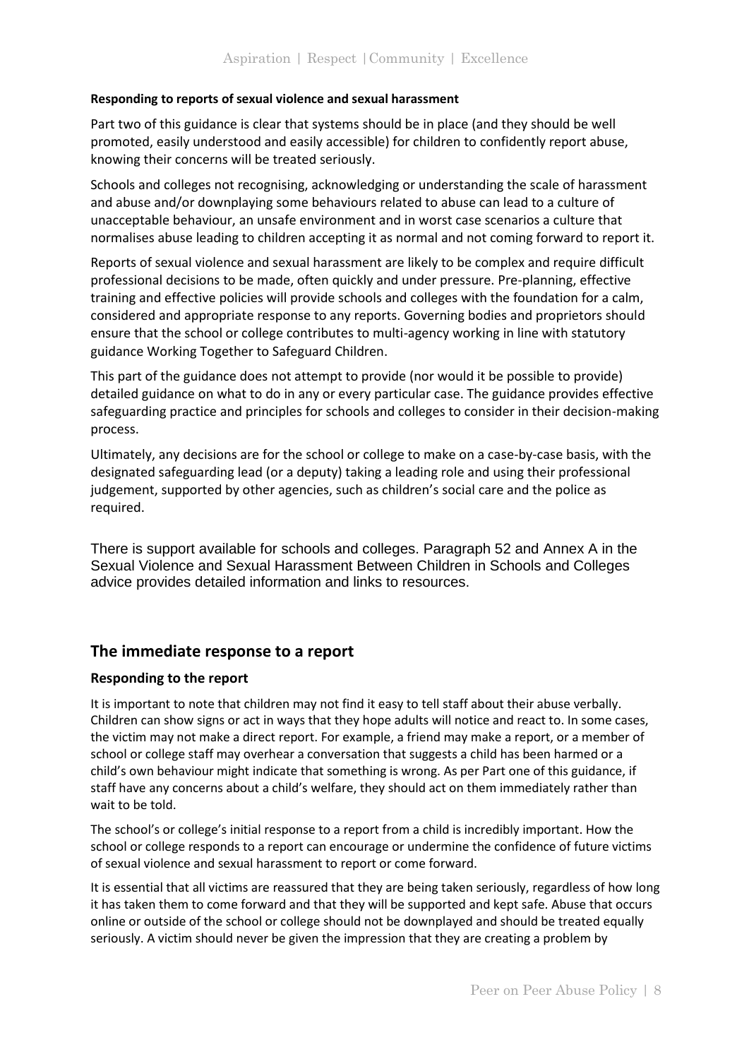**Responding to reports of sexual violence and sexual harassment**

Part two of this guidance is clear that systems should be in place (and they should be well promoted, easily understood and easily accessible) for children to confidently report abuse, knowing their concerns will be treated seriously.

Schools and colleges not recognising, acknowledging or understanding the scale of harassment and abuse and/or downplaying some behaviours related to abuse can lead to a culture of unacceptable behaviour, an unsafe environment and in worst case scenarios a culture that normalises abuse leading to children accepting it as normal and not coming forward to report it.

Reports of sexual violence and sexual harassment are likely to be complex and require difficult professional decisions to be made, often quickly and under pressure. Pre-planning, effective training and effective policies will provide schools and colleges with the foundation for a calm, considered and appropriate response to any reports. Governing bodies and proprietors should ensure that the school or college contributes to multi-agency working in line with statutory guidance Working Together to Safeguard Children.

This part of the guidance does not attempt to provide (nor would it be possible to provide) detailed guidance on what to do in any or every particular case. The guidance provides effective safeguarding practice and principles for schools and colleges to consider in their decision-making process.

Ultimately, any decisions are for the school or college to make on a case-by-case basis, with the designated safeguarding lead (or a deputy) taking a leading role and using their professional judgement, supported by other agencies, such as children's social care and the police as required.

There is support available for schools and colleges. Paragraph 52 and Annex A in the Sexual Violence and Sexual Harassment Between Children in Schools and Colleges advice provides detailed information and links to resources.

## The immediate response to a report

### Responding to the report

It is important to note that children may not find it easy to tell staff about their abuse verbally. Children can show signs or act in ways that they hope adults will notice and react to. In some cases, the victim may not make a direct report. For example, a friend may make a report, or a member of school or college staff may overhear a conversation that suggests a child has been harmed or a child's own behaviour might indicate that something is wrong. As per Part one of this guidance, if staff have any concerns about a child's welfare, they should act on them immediately rather than wait to be told.

The school's or college's initial response to a report from a child is incredibly important. How the school or college responds to a report can encourage or undermine the confidence of future victims of sexual violence and sexual harassment to report or come forward.

It is essential that all victims are reassured that they are being taken seriously, regardless of how long it has taken them to come forward and that they will be supported and kept safe. Abuse that occurs online or outside of the school or college should not be downplayed and should be treated equally seriously. A victim should never be given the impression that they are creating a problem by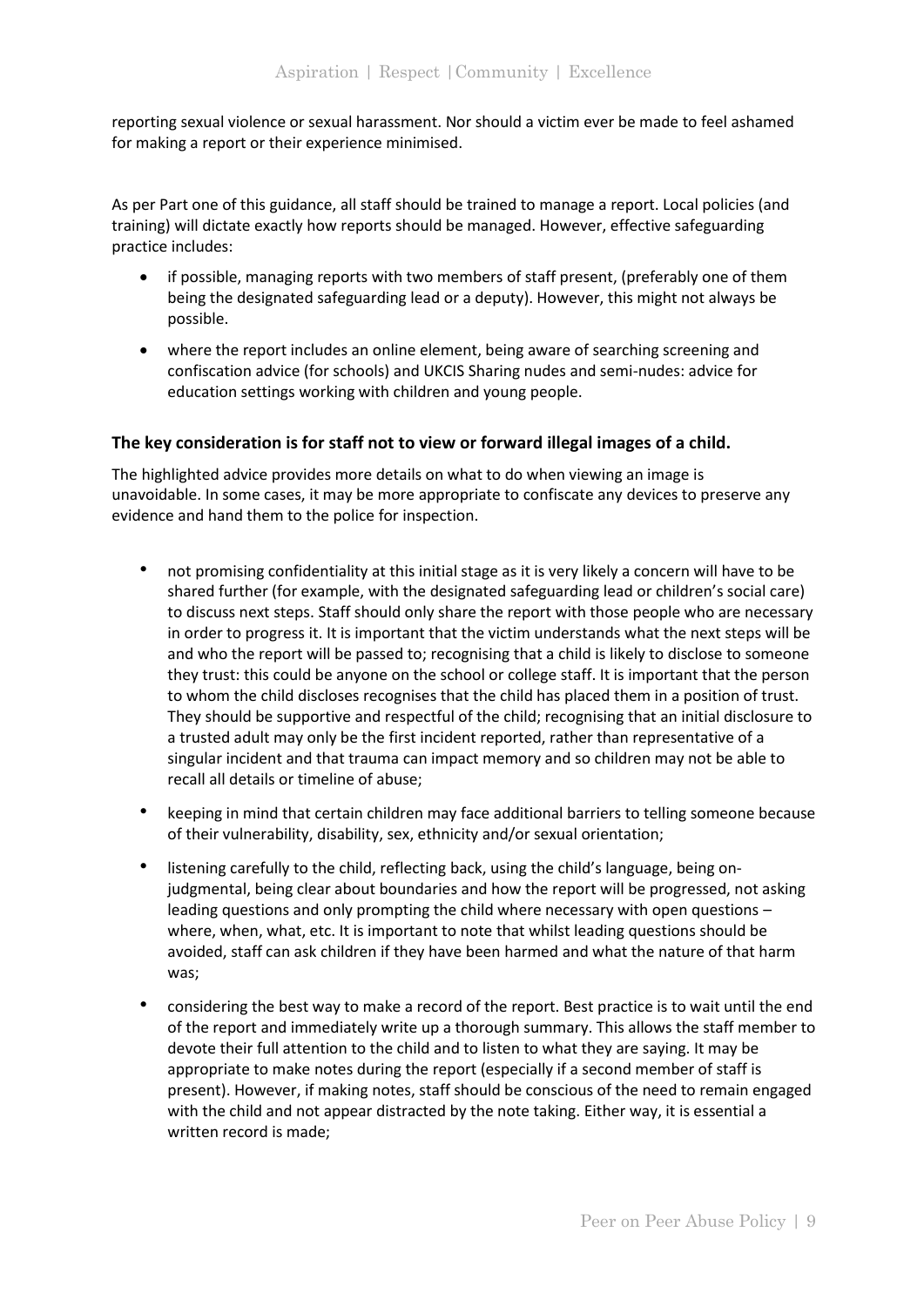reporting sexual violence or sexual harassment. Nor should a victim ever be made to feel ashamed for making a report or their experience minimised.

As per Part one of this guidance, all staff should be trained to manage a report. Local policies (and training) will dictate exactly how reports should be managed. However, effective safeguarding practice includes:

- if possible, managing reports with two members of staff present, (preferably one of them being the designated safeguarding lead or a deputy). However, this might not always be possible.
- where the report includes an online element, being aware of searching screening and confiscation advice (for schools) and UKCIS Sharing nudes and semi-nudes: advice for education settings working with children and young people.

**The key consideration is for staff not to view or forward illegal images of a child.**

The highlighted advice provides more details on what to do when viewing an image is unavoidable. In some cases, it may be more appropriate to confiscate any devices to preserve any evidence and hand them to the police for inspection.

- not promising confidentiality at this initial stage as it is very likely a concern will have to be shared further (for example, with the designated safeguarding lead or children's social care) to discuss next steps. Staff should only share the report with those people who are necessary in order to progress it. It is important that the victim understands what the next steps will be and who the report will be passed to; recognising that a child is likely to disclose to someone they trust: this could be anyone on the school or college staff. It is important that the person to whom the child discloses recognises that the child has placed them in a position of trust. They should be supportive and respectful of the child; recognising that an initial disclosure to a trusted adult may only be the first incident reported, rather than representative of a singular incident and that trauma can impact memory and so children may not be able to recall all details or timeline of abuse;
- keeping in mind that certain children may face additional barriers to telling someone because of their vulnerability, disability, sex, ethnicity and/or sexual orientation;
- listening carefully to the child, reflecting back, using the child's language, being on-judgmental, being clear about boundaries and how the report will be progressed, not asking leading questions and only prompting the child where necessary with open questions – where, when, what, etc. It is important to note that whilst leading questions should be avoided, staff can ask children if they have been harmed and what the nature of that harm was;
- considering the best way to make a record of the report. Best practice is to wait until the end of the report and immediately write up a thorough summary. This allows the staff member to devote their full attention to the child and to listen to what they are saying. It may be appropriate to make notes during the report (especially if a second member of staff is present). However, if making notes, staff should be conscious of the need to remain engaged with the child and not appear distracted by the note taking. Either way, it is essential a written record is made;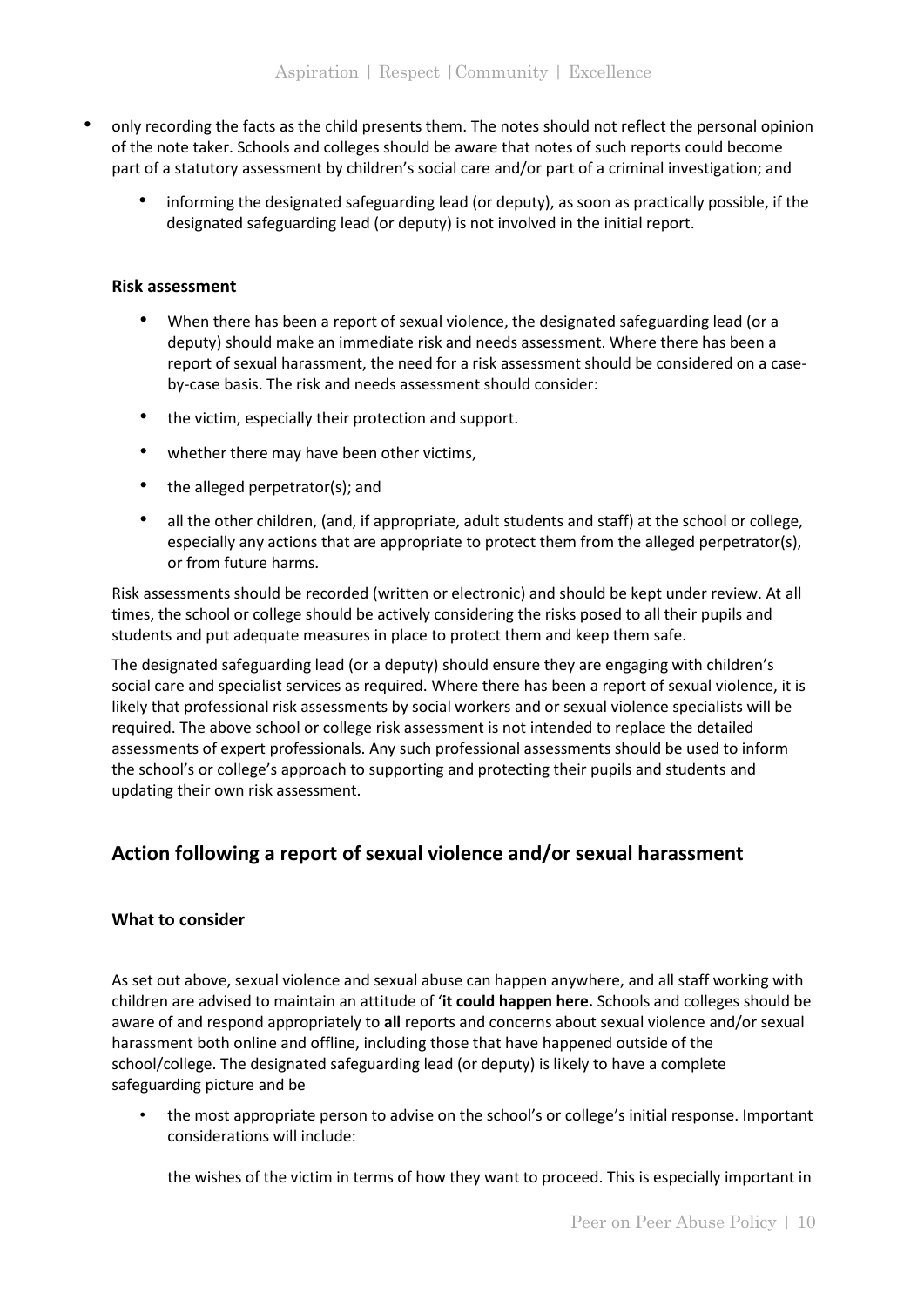- only recording the facts as the child presents them. The notes should not reflect the personal opinion of the note taker. Schools and colleges should be aware that notes of such reports could become part of a statutory assessment by children's social care and/or part of a criminal investigation; and
    - informing the designated safeguarding lead (or deputy), as soon as practically possible, if the designated safeguarding lead (or deputy) is not involved in the initial report.

**Risk assessment**

- When there has been a report of sexual violence, the designated safeguarding lead (or a deputy) should make an immediate risk and needs assessment. Where there has been a report of sexual harassment, the need for a risk assessment should be considered on a case-by-case basis. The risk and needs assessment should consider:
- the victim, especially their protection and support.
- whether there may have been other victims,
- the alleged perpetrator(s); and
- all the other children, (and, if appropriate, adult students and staff) at the school or college, especially any actions that are appropriate to protect them from the alleged perpetrator(s), or from future harms.

Risk assessments should be recorded (written or electronic) and should be kept under review. At all times, the school or college should be actively considering the risks posed to all their pupils and students and put adequate measures in place to protect them and keep them safe.

The designated safeguarding lead (or a deputy) should ensure they are engaging with children's social care and specialist services as required. Where there has been a report of sexual violence, it is likely that professional risk assessments by social workers and or sexual violence specialists will be required. The above school or college risk assessment is not intended to replace the detailed assessments of expert professionals. Any such professional assessments should be used to inform the school's or college's approach to supporting and protecting their pupils and students and updating their own risk assessment.

## Action following a report of sexual violence and/or sexual harassment

**What to consider**

As set out above, sexual violence and sexual abuse can happen anywhere, and all staff working with children are advised to maintain an attitude of '**it could happen here.** Schools and colleges should be aware of and respond appropriately to **all** reports and concerns about sexual violence and/or sexual harassment both online and offline, including those that have happened outside of the school/college. The designated safeguarding lead (or deputy) is likely to have a complete safeguarding picture and be

- the most appropriate person to advise on the school's or college's initial response. Important considerations will include:

    the wishes of the victim in terms of how they want to proceed. This is especially important in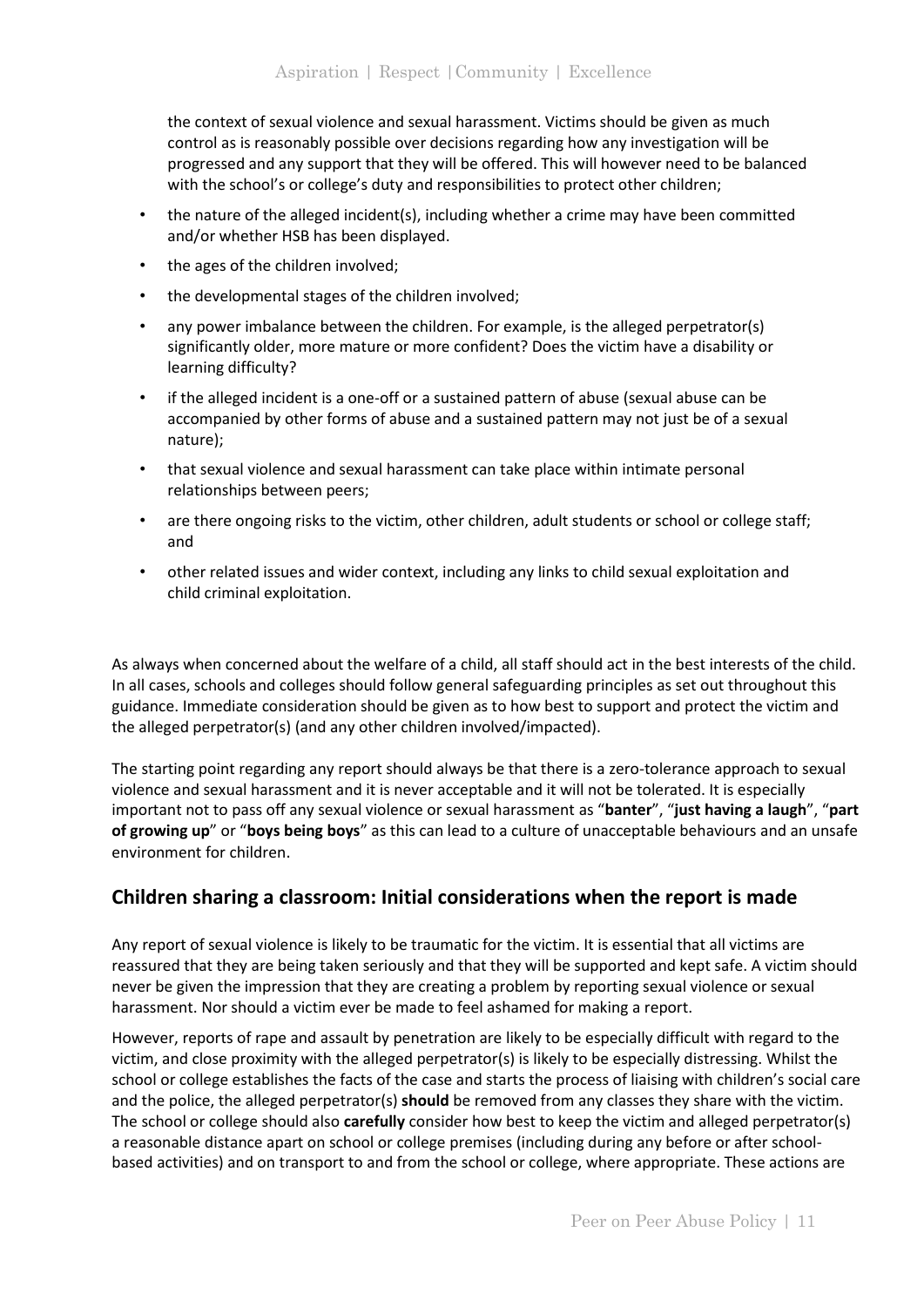the context of sexual violence and sexual harassment. Victims should be given as much control as is reasonably possible over decisions regarding how any investigation will be progressed and any support that they will be offered. This will however need to be balanced with the school's or college's duty and responsibilities to protect other children;

- the nature of the alleged incident(s), including whether a crime may have been committed and/or whether HSB has been displayed.
- the ages of the children involved;
- the developmental stages of the children involved;
- any power imbalance between the children. For example, is the alleged perpetrator(s) significantly older, more mature or more confident? Does the victim have a disability or learning difficulty?
- if the alleged incident is a one-off or a sustained pattern of abuse (sexual abuse can be accompanied by other forms of abuse and a sustained pattern may not just be of a sexual nature);
- that sexual violence and sexual harassment can take place within intimate personal relationships between peers;
- are there ongoing risks to the victim, other children, adult students or school or college staff; and
- other related issues and wider context, including any links to child sexual exploitation and child criminal exploitation.

As always when concerned about the welfare of a child, all staff should act in the best interests of the child. In all cases, schools and colleges should follow general safeguarding principles as set out throughout this guidance. Immediate consideration should be given as to how best to support and protect the victim and the alleged perpetrator(s) (and any other children involved/impacted).

The starting point regarding any report should always be that there is a zero-tolerance approach to sexual violence and sexual harassment and it is never acceptable and it will not be tolerated. It is especially important not to pass off any sexual violence or sexual harassment as "**banter**", "**just having a laugh**", "**part of growing up**" or "**boys being boys**" as this can lead to a culture of unacceptable behaviours and an unsafe environment for children.

## Children sharing a classroom: Initial considerations when the report is made

Any report of sexual violence is likely to be traumatic for the victim. It is essential that all victims are reassured that they are being taken seriously and that they will be supported and kept safe. A victim should never be given the impression that they are creating a problem by reporting sexual violence or sexual harassment. Nor should a victim ever be made to feel ashamed for making a report.

However, reports of rape and assault by penetration are likely to be especially difficult with regard to the victim, and close proximity with the alleged perpetrator(s) is likely to be especially distressing. Whilst the school or college establishes the facts of the case and starts the process of liaising with children's social care and the police, the alleged perpetrator(s) **should** be removed from any classes they share with the victim. The school or college should also **carefully** consider how best to keep the victim and alleged perpetrator(s) a reasonable distance apart on school or college premises (including during any before or after school-based activities) and on transport to and from the school or college, where appropriate. These actions are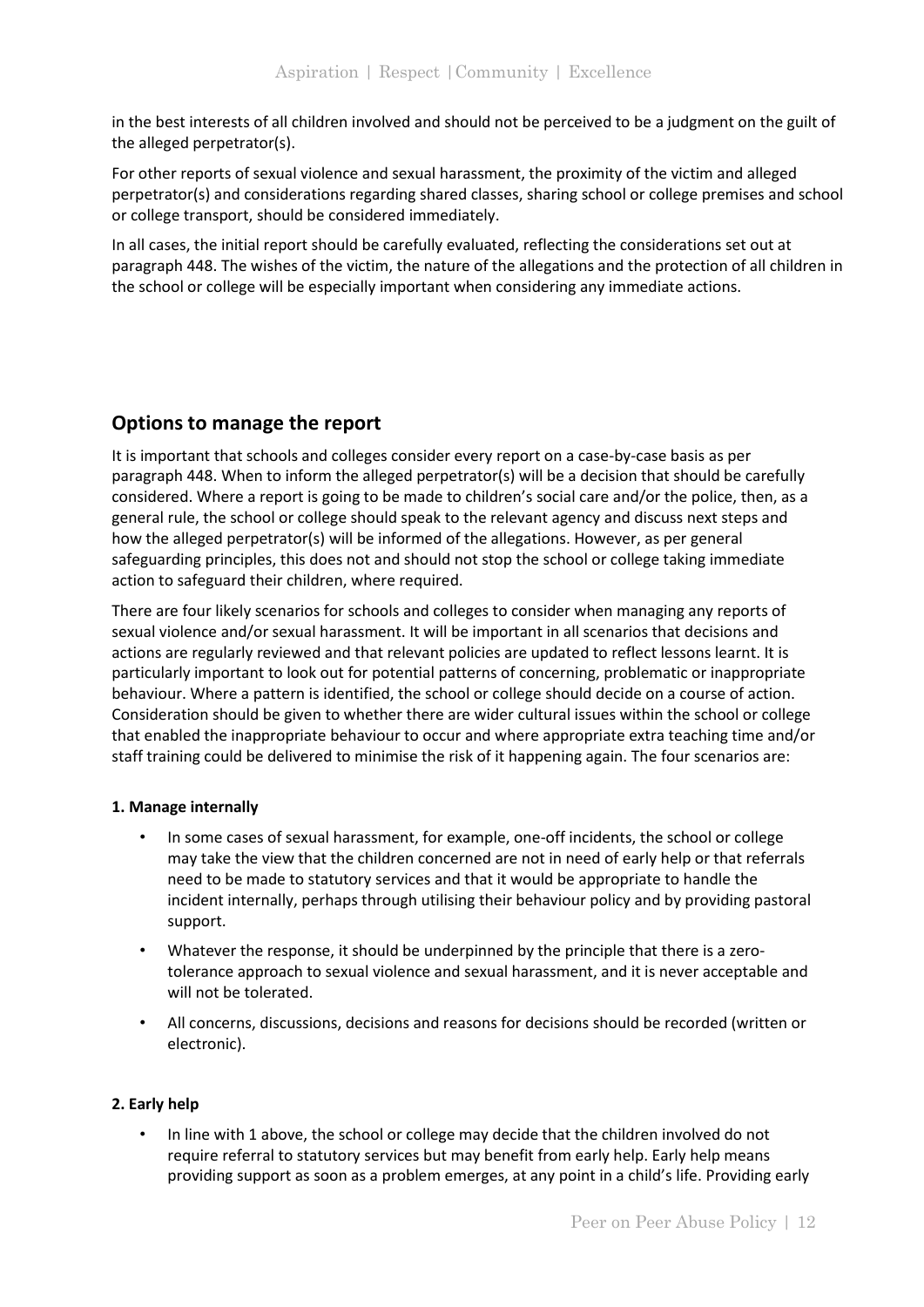in the best interests of all children involved and should not be perceived to be a judgment on the guilt of the alleged perpetrator(s).

For other reports of sexual violence and sexual harassment, the proximity of the victim and alleged perpetrator(s) and considerations regarding shared classes, sharing school or college premises and school or college transport, should be considered immediately.

In all cases, the initial report should be carefully evaluated, reflecting the considerations set out at paragraph 448. The wishes of the victim, the nature of the allegations and the protection of all children in the school or college will be especially important when considering any immediate actions.

## Options to manage the report

It is important that schools and colleges consider every report on a case-by-case basis as per paragraph 448. When to inform the alleged perpetrator(s) will be a decision that should be carefully considered. Where a report is going to be made to children's social care and/or the police, then, as a general rule, the school or college should speak to the relevant agency and discuss next steps and how the alleged perpetrator(s) will be informed of the allegations. However, as per general safeguarding principles, this does not and should not stop the school or college taking immediate action to safeguard their children, where required.

There are four likely scenarios for schools and colleges to consider when managing any reports of sexual violence and/or sexual harassment. It will be important in all scenarios that decisions and actions are regularly reviewed and that relevant policies are updated to reflect lessons learnt. It is particularly important to look out for potential patterns of concerning, problematic or inappropriate behaviour. Where a pattern is identified, the school or college should decide on a course of action. Consideration should be given to whether there are wider cultural issues within the school or college that enabled the inappropriate behaviour to occur and where appropriate extra teaching time and/or staff training could be delivered to minimise the risk of it happening again. The four scenarios are:

**1. Manage internally**

- In some cases of sexual harassment, for example, one-off incidents, the school or college may take the view that the children concerned are not in need of early help or that referrals need to be made to statutory services and that it would be appropriate to handle the incident internally, perhaps through utilising their behaviour policy and by providing pastoral support.
- Whatever the response, it should be underpinned by the principle that there is a zero-tolerance approach to sexual violence and sexual harassment, and it is never acceptable and will not be tolerated.
- All concerns, discussions, decisions and reasons for decisions should be recorded (written or electronic).

**2. Early help**

- In line with 1 above, the school or college may decide that the children involved do not require referral to statutory services but may benefit from early help. Early help means providing support as soon as a problem emerges, at any point in a child's life. Providing early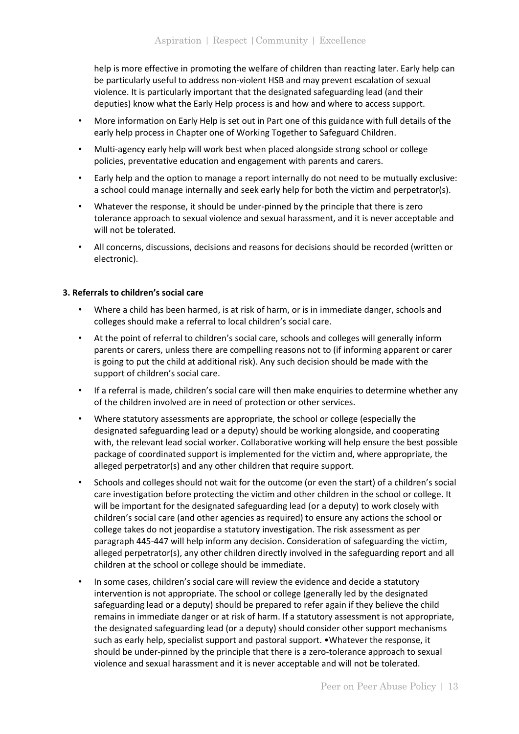help is more effective in promoting the welfare of children than reacting later. Early help can be particularly useful to address non-violent HSB and may prevent escalation of sexual violence. It is particularly important that the designated safeguarding lead (and their deputies) know what the Early Help process is and how and where to access support.

- More information on Early Help is set out in Part one of this guidance with full details of the early help process in Chapter one of Working Together to Safeguard Children.
- Multi-agency early help will work best when placed alongside strong school or college policies, preventative education and engagement with parents and carers.
- Early help and the option to manage a report internally do not need to be mutually exclusive: a school could manage internally and seek early help for both the victim and perpetrator(s).
- Whatever the response, it should be under-pinned by the principle that there is zero tolerance approach to sexual violence and sexual harassment, and it is never acceptable and will not be tolerated.
- All concerns, discussions, decisions and reasons for decisions should be recorded (written or electronic).

**3. Referrals to children's social care**

- Where a child has been harmed, is at risk of harm, or is in immediate danger, schools and colleges should make a referral to local children's social care.
- At the point of referral to children's social care, schools and colleges will generally inform parents or carers, unless there are compelling reasons not to (if informing apparent or carer is going to put the child at additional risk). Any such decision should be made with the support of children's social care.
- If a referral is made, children's social care will then make enquiries to determine whether any of the children involved are in need of protection or other services.
- Where statutory assessments are appropriate, the school or college (especially the designated safeguarding lead or a deputy) should be working alongside, and cooperating with, the relevant lead social worker. Collaborative working will help ensure the best possible package of coordinated support is implemented for the victim and, where appropriate, the alleged perpetrator(s) and any other children that require support.
- Schools and colleges should not wait for the outcome (or even the start) of a children's social care investigation before protecting the victim and other children in the school or college. It will be important for the designated safeguarding lead (or a deputy) to work closely with children's social care (and other agencies as required) to ensure any actions the school or college takes do not jeopardise a statutory investigation. The risk assessment as per paragraph 445-447 will help inform any decision. Consideration of safeguarding the victim, alleged perpetrator(s), any other children directly involved in the safeguarding report and all children at the school or college should be immediate.
- In some cases, children's social care will review the evidence and decide a statutory intervention is not appropriate. The school or college (generally led by the designated safeguarding lead or a deputy) should be prepared to refer again if they believe the child remains in immediate danger or at risk of harm. If a statutory assessment is not appropriate, the designated safeguarding lead (or a deputy) should consider other support mechanisms such as early help, specialist support and pastoral support. •Whatever the response, it should be under-pinned by the principle that there is a zero-tolerance approach to sexual violence and sexual harassment and it is never acceptable and will not be tolerated.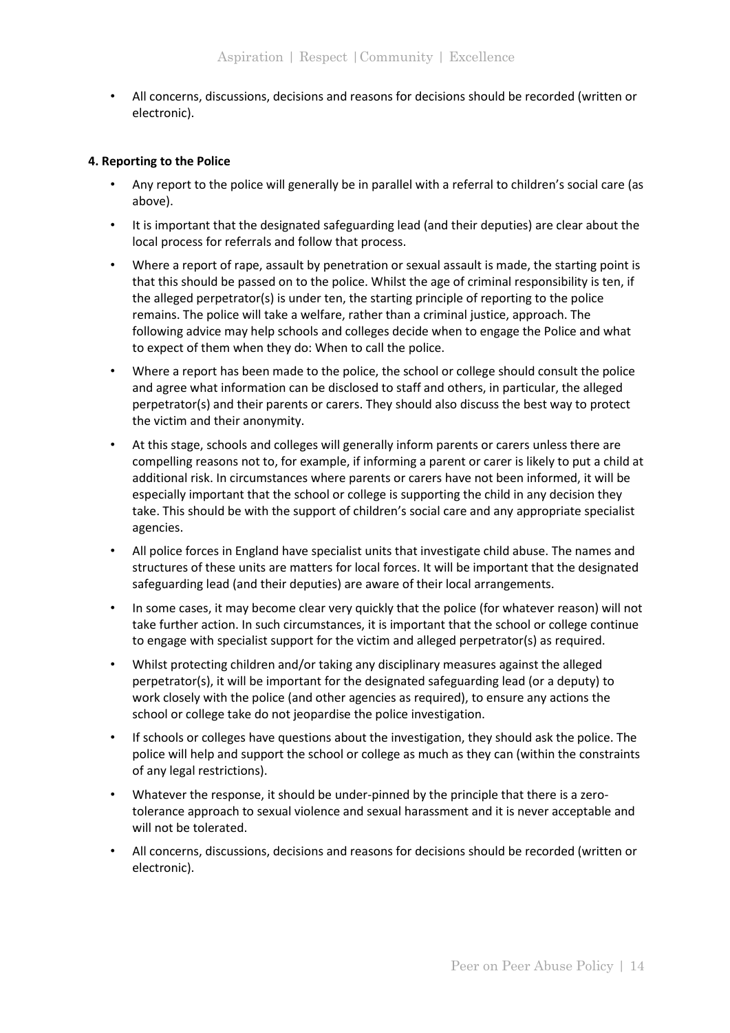- All concerns, discussions, decisions and reasons for decisions should be recorded (written or electronic).

**4. Reporting to the Police**

- Any report to the police will generally be in parallel with a referral to children's social care (as above).
- It is important that the designated safeguarding lead (and their deputies) are clear about the local process for referrals and follow that process.
- Where a report of rape, assault by penetration or sexual assault is made, the starting point is that this should be passed on to the police. Whilst the age of criminal responsibility is ten, if the alleged perpetrator(s) is under ten, the starting principle of reporting to the police remains. The police will take a welfare, rather than a criminal justice, approach. The following advice may help schools and colleges decide when to engage the Police and what to expect of them when they do: When to call the police.
- Where a report has been made to the police, the school or college should consult the police and agree what information can be disclosed to staff and others, in particular, the alleged perpetrator(s) and their parents or carers. They should also discuss the best way to protect the victim and their anonymity.
- At this stage, schools and colleges will generally inform parents or carers unless there are compelling reasons not to, for example, if informing a parent or carer is likely to put a child at additional risk. In circumstances where parents or carers have not been informed, it will be especially important that the school or college is supporting the child in any decision they take. This should be with the support of children's social care and any appropriate specialist agencies.
- All police forces in England have specialist units that investigate child abuse. The names and structures of these units are matters for local forces. It will be important that the designated safeguarding lead (and their deputies) are aware of their local arrangements.
- In some cases, it may become clear very quickly that the police (for whatever reason) will not take further action. In such circumstances, it is important that the school or college continue to engage with specialist support for the victim and alleged perpetrator(s) as required.
- Whilst protecting children and/or taking any disciplinary measures against the alleged perpetrator(s), it will be important for the designated safeguarding lead (or a deputy) to work closely with the police (and other agencies as required), to ensure any actions the school or college take do not jeopardise the police investigation.
- If schools or colleges have questions about the investigation, they should ask the police. The police will help and support the school or college as much as they can (within the constraints of any legal restrictions).
- Whatever the response, it should be under-pinned by the principle that there is a zero-tolerance approach to sexual violence and sexual harassment and it is never acceptable and will not be tolerated.
- All concerns, discussions, decisions and reasons for decisions should be recorded (written or electronic).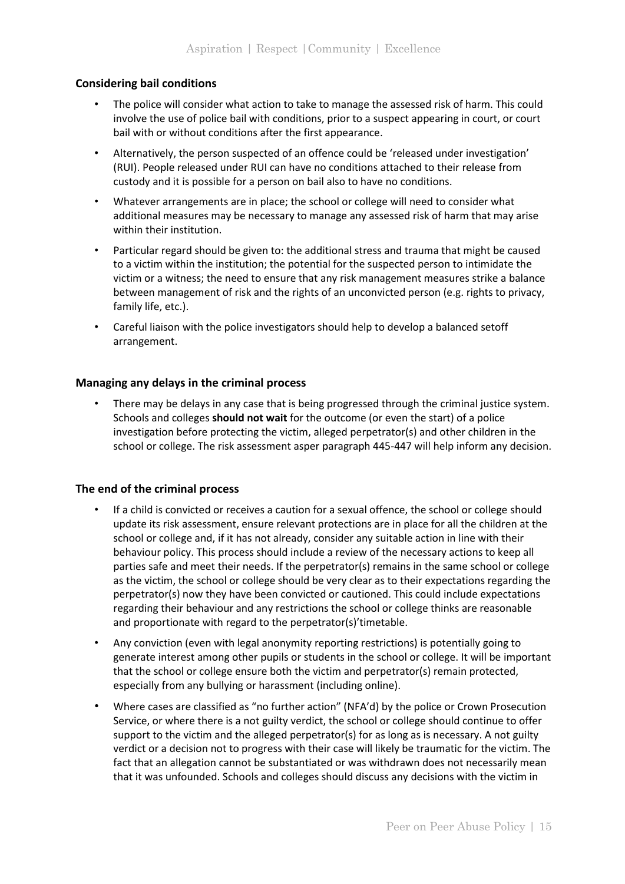### Considering bail conditions

- The police will consider what action to take to manage the assessed risk of harm. This could involve the use of police bail with conditions, prior to a suspect appearing in court, or court bail with or without conditions after the first appearance.
- Alternatively, the person suspected of an offence could be 'released under investigation' (RUI). People released under RUI can have no conditions attached to their release from custody and it is possible for a person on bail also to have no conditions.
- Whatever arrangements are in place; the school or college will need to consider what additional measures may be necessary to manage any assessed risk of harm that may arise within their institution.
- Particular regard should be given to: the additional stress and trauma that might be caused to a victim within the institution; the potential for the suspected person to intimidate the victim or a witness; the need to ensure that any risk management measures strike a balance between management of risk and the rights of an unconvicted person (e.g. rights to privacy, family life, etc.).
- Careful liaison with the police investigators should help to develop a balanced setoff arrangement.

### Managing any delays in the criminal process

- There may be delays in any case that is being progressed through the criminal justice system. Schools and colleges **should not wait** for the outcome (or even the start) of a police investigation before protecting the victim, alleged perpetrator(s) and other children in the school or college. The risk assessment asper paragraph 445-447 will help inform any decision.

### The end of the criminal process

- If a child is convicted or receives a caution for a sexual offence, the school or college should update its risk assessment, ensure relevant protections are in place for all the children at the school or college and, if it has not already, consider any suitable action in line with their behaviour policy. This process should include a review of the necessary actions to keep all parties safe and meet their needs. If the perpetrator(s) remains in the same school or college as the victim, the school or college should be very clear as to their expectations regarding the perpetrator(s) now they have been convicted or cautioned. This could include expectations regarding their behaviour and any restrictions the school or college thinks are reasonable and proportionate with regard to the perpetrator(s)'timetable.
- Any conviction (even with legal anonymity reporting restrictions) is potentially going to generate interest among other pupils or students in the school or college. It will be important that the school or college ensure both the victim and perpetrator(s) remain protected, especially from any bullying or harassment (including online).
- Where cases are classified as "no further action" (NFA'd) by the police or Crown Prosecution Service, or where there is a not guilty verdict, the school or college should continue to offer support to the victim and the alleged perpetrator(s) for as long as is necessary. A not guilty verdict or a decision not to progress with their case will likely be traumatic for the victim. The fact that an allegation cannot be substantiated or was withdrawn does not necessarily mean that it was unfounded. Schools and colleges should discuss any decisions with the victim in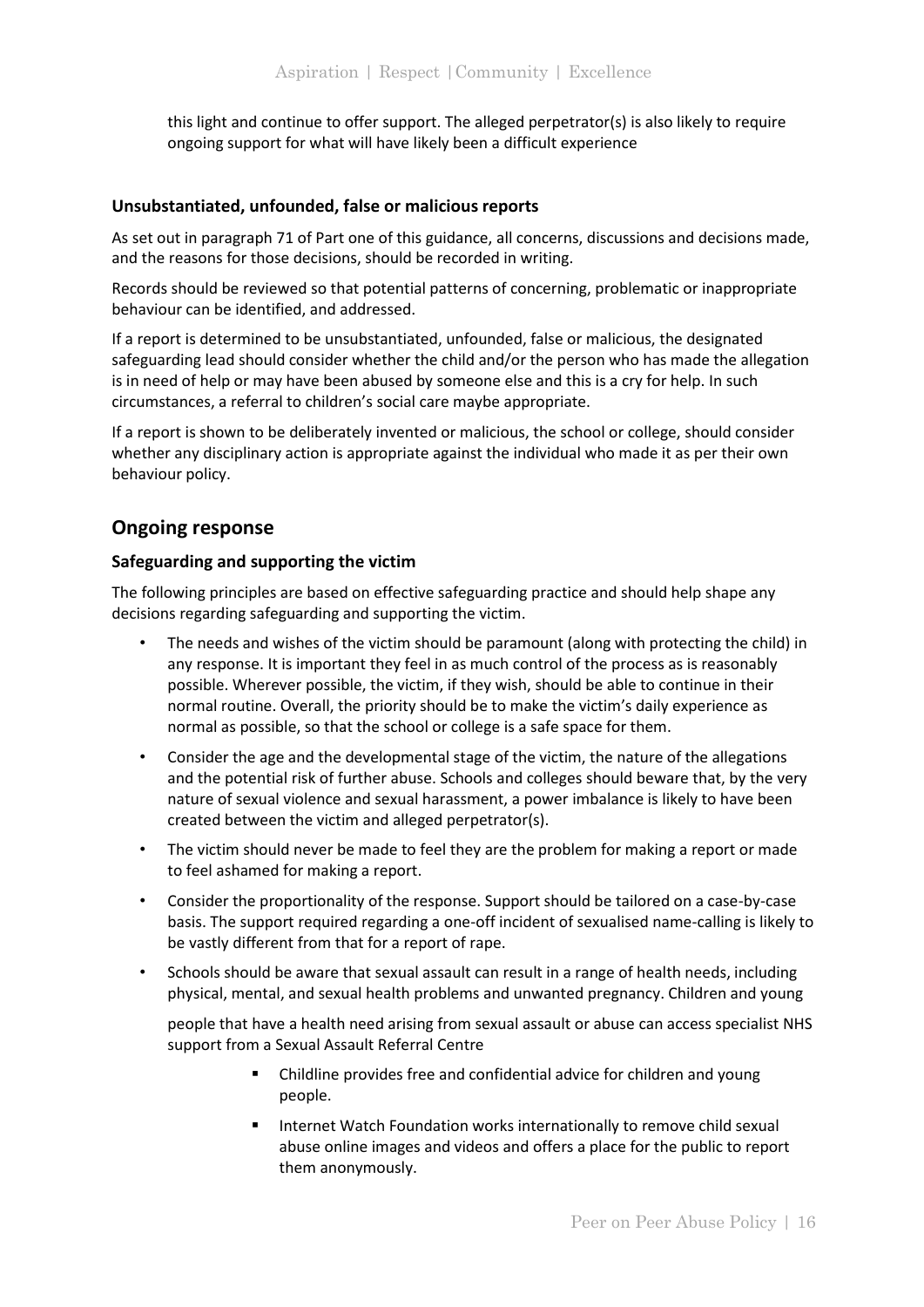this light and continue to offer support. The alleged perpetrator(s) is also likely to require ongoing support for what will have likely been a difficult experience

### Unsubstantiated, unfounded, false or malicious reports

As set out in paragraph 71 of Part one of this guidance, all concerns, discussions and decisions made, and the reasons for those decisions, should be recorded in writing.

Records should be reviewed so that potential patterns of concerning, problematic or inappropriate behaviour can be identified, and addressed.

If a report is determined to be unsubstantiated, unfounded, false or malicious, the designated safeguarding lead should consider whether the child and/or the person who has made the allegation is in need of help or may have been abused by someone else and this is a cry for help. In such circumstances, a referral to children's social care maybe appropriate.

If a report is shown to be deliberately invented or malicious, the school or college, should consider whether any disciplinary action is appropriate against the individual who made it as per their own behaviour policy.

## Ongoing response

### Safeguarding and supporting the victim

The following principles are based on effective safeguarding practice and should help shape any decisions regarding safeguarding and supporting the victim.

- The needs and wishes of the victim should be paramount (along with protecting the child) in any response. It is important they feel in as much control of the process as is reasonably possible. Wherever possible, the victim, if they wish, should be able to continue in their normal routine. Overall, the priority should be to make the victim's daily experience as normal as possible, so that the school or college is a safe space for them.
- Consider the age and the developmental stage of the victim, the nature of the allegations and the potential risk of further abuse. Schools and colleges should beware that, by the very nature of sexual violence and sexual harassment, a power imbalance is likely to have been created between the victim and alleged perpetrator(s).
- The victim should never be made to feel they are the problem for making a report or made to feel ashamed for making a report.
- Consider the proportionality of the response. Support should be tailored on a case-by-case basis. The support required regarding a one-off incident of sexualised name-calling is likely to be vastly different from that for a report of rape.
- Schools should be aware that sexual assault can result in a range of health needs, including physical, mental, and sexual health problems and unwanted pregnancy. Children and young

  people that have a health need arising from sexual assault or abuse can access specialist NHS support from a Sexual Assault Referral Centre

    - Childline provides free and confidential advice for children and young people.
    - Internet Watch Foundation works internationally to remove child sexual abuse online images and videos and offers a place for the public to report them anonymously.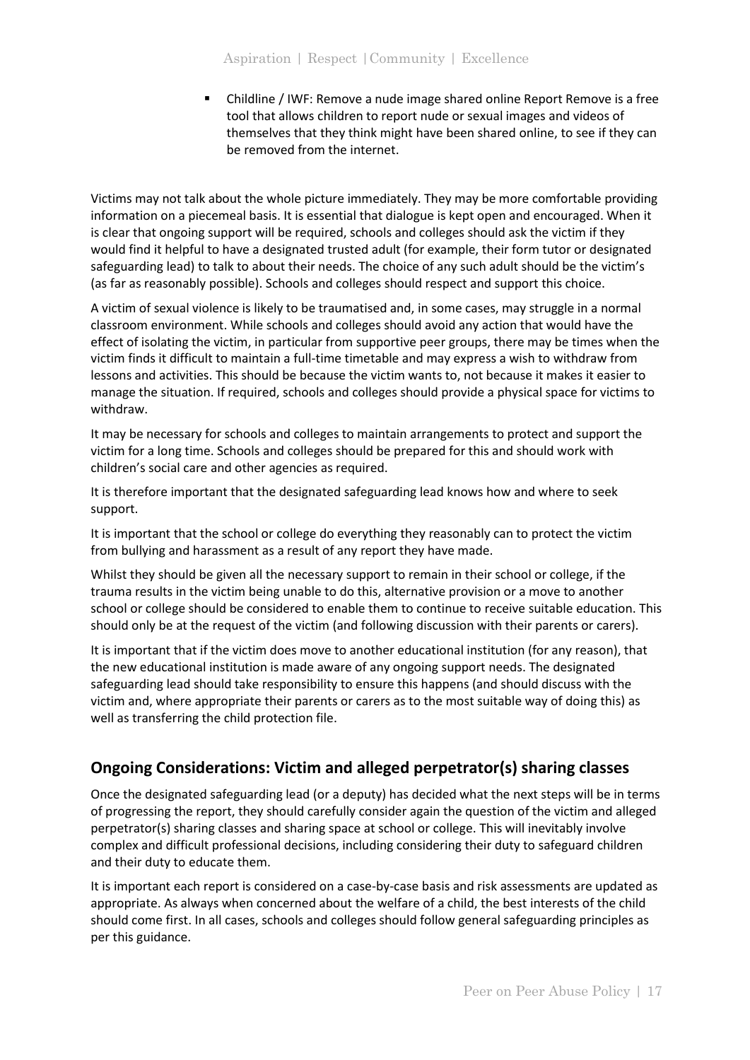- Childline / IWF: Remove a nude image shared online Report Remove is a free tool that allows children to report nude or sexual images and videos of themselves that they think might have been shared online, to see if they can be removed from the internet.

Victims may not talk about the whole picture immediately. They may be more comfortable providing information on a piecemeal basis. It is essential that dialogue is kept open and encouraged. When it is clear that ongoing support will be required, schools and colleges should ask the victim if they would find it helpful to have a designated trusted adult (for example, their form tutor or designated safeguarding lead) to talk to about their needs. The choice of any such adult should be the victim's (as far as reasonably possible). Schools and colleges should respect and support this choice.

A victim of sexual violence is likely to be traumatised and, in some cases, may struggle in a normal classroom environment. While schools and colleges should avoid any action that would have the effect of isolating the victim, in particular from supportive peer groups, there may be times when the victim finds it difficult to maintain a full-time timetable and may express a wish to withdraw from lessons and activities. This should be because the victim wants to, not because it makes it easier to manage the situation. If required, schools and colleges should provide a physical space for victims to withdraw.

It may be necessary for schools and colleges to maintain arrangements to protect and support the victim for a long time. Schools and colleges should be prepared for this and should work with children's social care and other agencies as required.

It is therefore important that the designated safeguarding lead knows how and where to seek support.

It is important that the school or college do everything they reasonably can to protect the victim from bullying and harassment as a result of any report they have made.

Whilst they should be given all the necessary support to remain in their school or college, if the trauma results in the victim being unable to do this, alternative provision or a move to another school or college should be considered to enable them to continue to receive suitable education. This should only be at the request of the victim (and following discussion with their parents or carers).

It is important that if the victim does move to another educational institution (for any reason), that the new educational institution is made aware of any ongoing support needs. The designated safeguarding lead should take responsibility to ensure this happens (and should discuss with the victim and, where appropriate their parents or carers as to the most suitable way of doing this) as well as transferring the child protection file.

## Ongoing Considerations: Victim and alleged perpetrator(s) sharing classes

Once the designated safeguarding lead (or a deputy) has decided what the next steps will be in terms of progressing the report, they should carefully consider again the question of the victim and alleged perpetrator(s) sharing classes and sharing space at school or college. This will inevitably involve complex and difficult professional decisions, including considering their duty to safeguard children and their duty to educate them.

It is important each report is considered on a case-by-case basis and risk assessments are updated as appropriate. As always when concerned about the welfare of a child, the best interests of the child should come first. In all cases, schools and colleges should follow general safeguarding principles as per this guidance.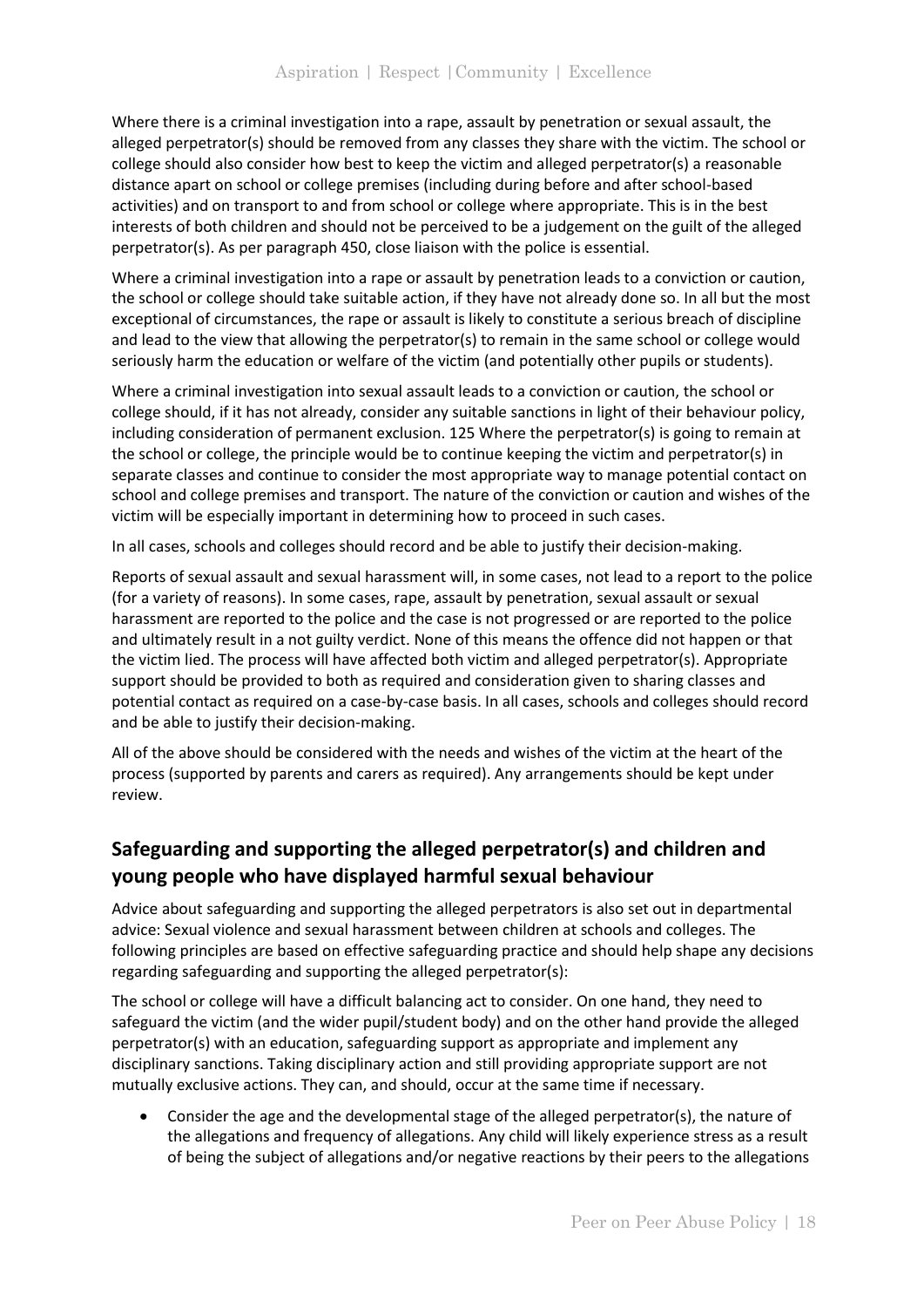Where there is a criminal investigation into a rape, assault by penetration or sexual assault, the alleged perpetrator(s) should be removed from any classes they share with the victim. The school or college should also consider how best to keep the victim and alleged perpetrator(s) a reasonable distance apart on school or college premises (including during before and after school-based activities) and on transport to and from school or college where appropriate. This is in the best interests of both children and should not be perceived to be a judgement on the guilt of the alleged perpetrator(s). As per paragraph 450, close liaison with the police is essential.

Where a criminal investigation into a rape or assault by penetration leads to a conviction or caution, the school or college should take suitable action, if they have not already done so. In all but the most exceptional of circumstances, the rape or assault is likely to constitute a serious breach of discipline and lead to the view that allowing the perpetrator(s) to remain in the same school or college would seriously harm the education or welfare of the victim (and potentially other pupils or students).

Where a criminal investigation into sexual assault leads to a conviction or caution, the school or college should, if it has not already, consider any suitable sanctions in light of their behaviour policy, including consideration of permanent exclusion. 125 Where the perpetrator(s) is going to remain at the school or college, the principle would be to continue keeping the victim and perpetrator(s) in separate classes and continue to consider the most appropriate way to manage potential contact on school and college premises and transport. The nature of the conviction or caution and wishes of the victim will be especially important in determining how to proceed in such cases.

In all cases, schools and colleges should record and be able to justify their decision-making.

Reports of sexual assault and sexual harassment will, in some cases, not lead to a report to the police (for a variety of reasons). In some cases, rape, assault by penetration, sexual assault or sexual harassment are reported to the police and the case is not progressed or are reported to the police and ultimately result in a not guilty verdict. None of this means the offence did not happen or that the victim lied. The process will have affected both victim and alleged perpetrator(s). Appropriate support should be provided to both as required and consideration given to sharing classes and potential contact as required on a case-by-case basis. In all cases, schools and colleges should record and be able to justify their decision-making.

All of the above should be considered with the needs and wishes of the victim at the heart of the process (supported by parents and carers as required). Any arrangements should be kept under review.

## Safeguarding and supporting the alleged perpetrator(s) and children and young people who have displayed harmful sexual behaviour

Advice about safeguarding and supporting the alleged perpetrators is also set out in departmental advice: Sexual violence and sexual harassment between children at schools and colleges. The following principles are based on effective safeguarding practice and should help shape any decisions regarding safeguarding and supporting the alleged perpetrator(s):

The school or college will have a difficult balancing act to consider. On one hand, they need to safeguard the victim (and the wider pupil/student body) and on the other hand provide the alleged perpetrator(s) with an education, safeguarding support as appropriate and implement any disciplinary sanctions. Taking disciplinary action and still providing appropriate support are not mutually exclusive actions. They can, and should, occur at the same time if necessary.

- Consider the age and the developmental stage of the alleged perpetrator(s), the nature of the allegations and frequency of allegations. Any child will likely experience stress as a result of being the subject of allegations and/or negative reactions by their peers to the allegations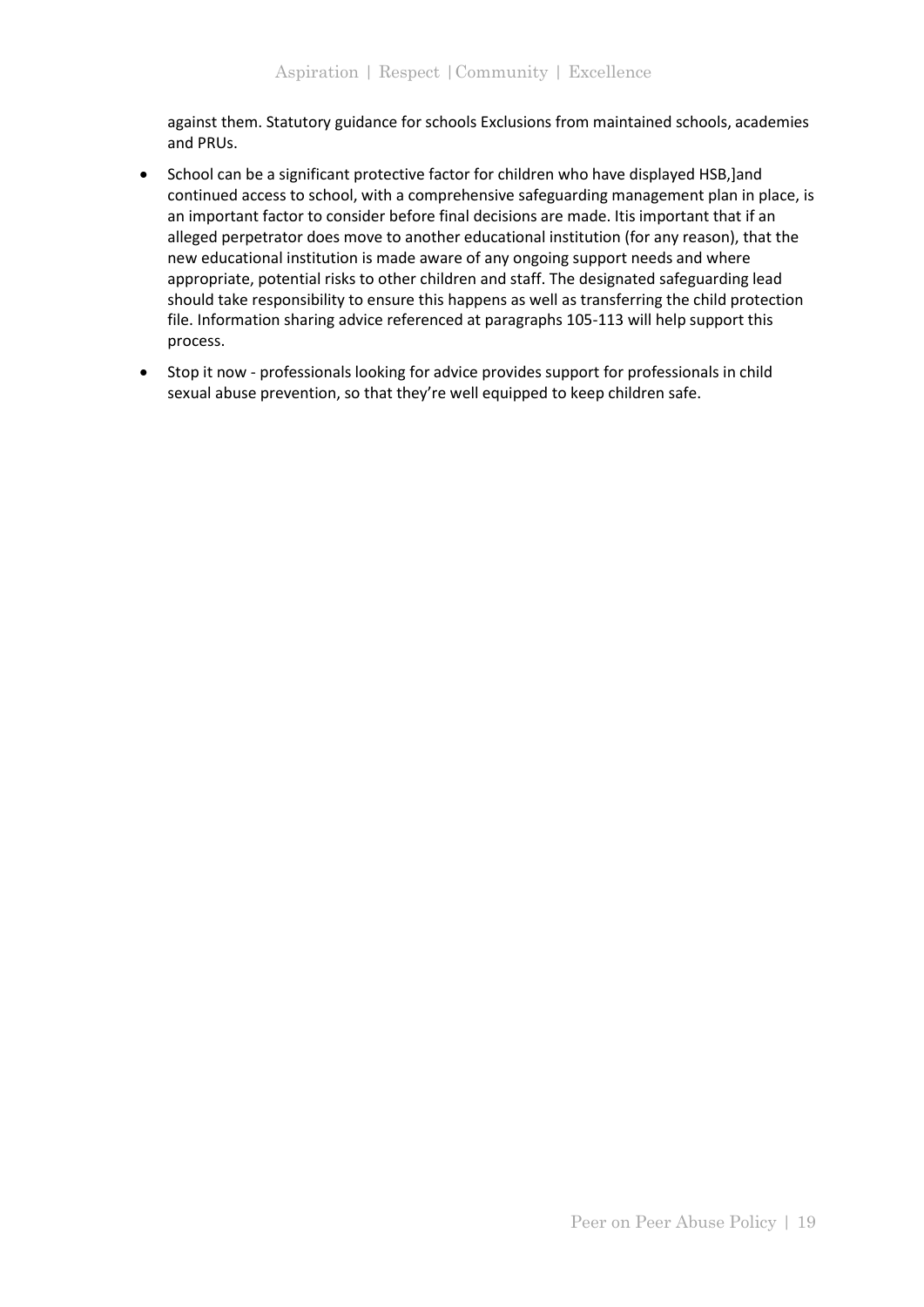against them. Statutory guidance for schools Exclusions from maintained schools, academies and PRUs.

- School can be a significant protective factor for children who have displayed HSB,]and continued access to school, with a comprehensive safeguarding management plan in place, is an important factor to consider before final decisions are made. Itis important that if an alleged perpetrator does move to another educational institution (for any reason), that the new educational institution is made aware of any ongoing support needs and where appropriate, potential risks to other children and staff. The designated safeguarding lead should take responsibility to ensure this happens as well as transferring the child protection file. Information sharing advice referenced at paragraphs 105-113 will help support this process.
- Stop it now - professionals looking for advice provides support for professionals in child sexual abuse prevention, so that they're well equipped to keep children safe.